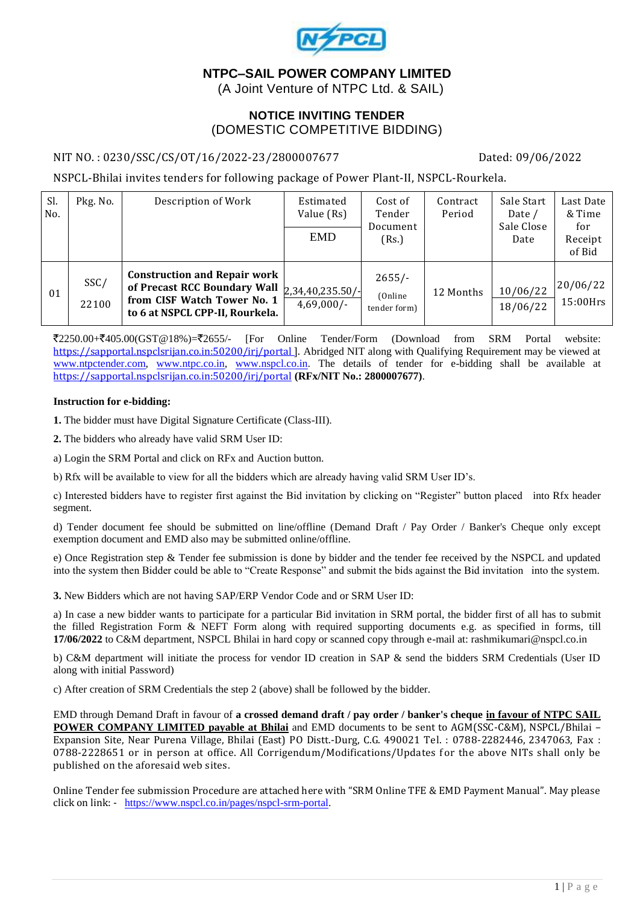# NTPC–SAIL POWER COMPANY LIMITED

(A Joint Venture of NTPC Ltd. & SAIL)

## NOTICE INVITING TENDER

(DOMESTIC COMPETITIVE BIDDING)

NIT NO. : 0230/SSC/CS/OT/16/2022-23/2800007677 Dated: 09/06/2022

NSPCL-Bhilai invites tenders for following package of Power Plant-II, NSPCL-Rourkela.

| Sl. No. | Pkg. No. | Description of Work | Estimated Value (Rs) / EMD | Cost of Tender Document (Rs.) | Contract Period | Sale Start Date / Sale Close Date | Last Date & Time for Receipt of Bid |
|---|---|---|---|---|---|---|---|
| 01 | SSC/ 22100 | **Construction and Repair work of Precast RCC Boundary Wall from CISF Watch Tower No. 1 to 6 at NSPCL CPP-II, Rourkela.** | 2,34,40,235.50/- / 4,69,000/- | 2655/- (Online tender form) | 12 Months | 10/06/22 / 18/06/22 | 20/06/22 15:00Hrs |

₹2250.00+₹405.00(GST@18%)=₹2655/- [For Online Tender/Form (Download from SRM Portal website: https://sapportal.nspclsrijan.co.in:50200/irj/portal ]. Abridged NIT along with Qualifying Requirement may be viewed at www.ntpctender.com, www.ntpc.co.in, www.nspcl.co.in. The details of tender for e-bidding shall be available at https://sapportal.nspclsrijan.co.in:50200/irj/portal **(RFx/NIT No.: 2800007677)**.

**Instruction for e-bidding:**

**1.** The bidder must have Digital Signature Certificate (Class-III).

**2.** The bidders who already have valid SRM User ID:

a) Login the SRM Portal and click on RFx and Auction button.

b) Rfx will be available to view for all the bidders which are already having valid SRM User ID's.

c) Interested bidders have to register first against the Bid invitation by clicking on "Register" button placed into Rfx header segment.

d) Tender document fee should be submitted on line/offline (Demand Draft / Pay Order / Banker's Cheque only except exemption document and EMD also may be submitted online/offline.

e) Once Registration step & Tender fee submission is done by bidder and the tender fee received by the NSPCL and updated into the system then Bidder could be able to "Create Response" and submit the bids against the Bid invitation into the system.

**3.** New Bidders which are not having SAP/ERP Vendor Code and or SRM User ID:

a) In case a new bidder wants to participate for a particular Bid invitation in SRM portal, the bidder first of all has to submit the filled Registration Form & NEFT Form along with required supporting documents e.g. as specified in forms, till **17/06/2022** to C&M department, NSPCL Bhilai in hard copy or scanned copy through e-mail at: rashmikumari@nspcl.co.in

b) C&M department will initiate the process for vendor ID creation in SAP & send the bidders SRM Credentials (User ID along with initial Password)

c) After creation of SRM Credentials the step 2 (above) shall be followed by the bidder.

EMD through Demand Draft in favour of **a crossed demand draft / pay order / banker's cheque in favour of NTPC SAIL POWER COMPANY LIMITED payable at Bhilai** and EMD documents to be sent to AGM(SSC-C&M), NSPCL/Bhilai – Expansion Site, Near Purena Village, Bhilai (East) PO Distt.-Durg, C.G. 490021 Tel. : 0788-2282446, 2347063, Fax : 0788-2228651 or in person at office. All Corrigendum/Modifications/Updates for the above NITs shall only be published on the aforesaid web sites.

Online Tender fee submission Procedure are attached here with "SRM Online TFE & EMD Payment Manual". May please click on link: - https://www.nspcl.co.in/pages/nspcl-srm-portal.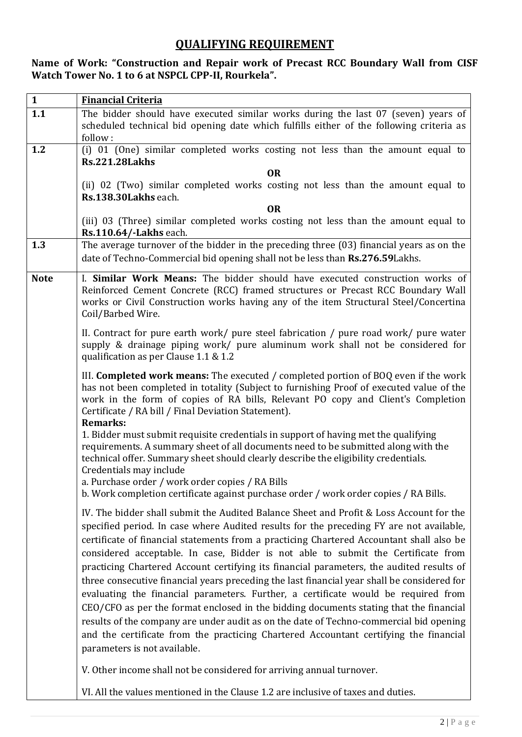# QUALIFYING REQUIREMENT

**Name of Work: "Construction and Repair work of Precast RCC Boundary Wall from CISF Watch Tower No. 1 to 6 at NSPCL CPP-II, Rourkela".**

| **1** | **Financial Criteria** |
|---|---|
| **1.1** | The bidder should have executed similar works during the last 07 (seven) years of scheduled technical bid opening date which fulfills either of the following criteria as follow : |
| **1.2** | (i) 01 (One) similar completed works costing not less than the amount equal to **Rs.221.28Lakhs**<br>**OR**<br>(ii) 02 (Two) similar completed works costing not less than the amount equal to **Rs.138.30Lakhs** each.<br>**OR**<br>(iii) 03 (Three) similar completed works costing not less than the amount equal to **Rs.110.64/-Lakhs** each. |
| **1.3** | The average turnover of the bidder in the preceding three (03) financial years as on the date of Techno-Commercial bid opening shall not be less than **Rs.276.59**Lakhs. |
| **Note** | I. **Similar Work Means:** The bidder should have executed construction works of Reinforced Cement Concrete (RCC) framed structures or Precast RCC Boundary Wall works or Civil Construction works having any of the item Structural Steel/Concertina Coil/Barbed Wire.<br><br>II. Contract for pure earth work/ pure steel fabrication / pure road work/ pure water supply & drainage piping work/ pure aluminum work shall not be considered for qualification as per Clause 1.1 & 1.2<br><br>III. **Completed work means:** The executed / completed portion of BOQ even if the work has not been completed in totality (Subject to furnishing Proof of executed value of the work in the form of copies of RA bills, Relevant PO copy and Client's Completion Certificate / RA bill / Final Deviation Statement).<br>**Remarks:**<br>1. Bidder must submit requisite credentials in support of having met the qualifying requirements. A summary sheet of all documents need to be submitted along with the technical offer. Summary sheet should clearly describe the eligibility credentials. Credentials may include<br>a. Purchase order / work order copies / RA Bills<br>b. Work completion certificate against purchase order / work order copies / RA Bills.<br><br>IV. The bidder shall submit the Audited Balance Sheet and Profit & Loss Account for the specified period. In case where Audited results for the preceding FY are not available, certificate of financial statements from a practicing Chartered Accountant shall also be considered acceptable. In case, Bidder is not able to submit the Certificate from practicing Chartered Account certifying its financial parameters, the audited results of three consecutive financial years preceding the last financial year shall be considered for evaluating the financial parameters. Further, a certificate would be required from CEO/CFO as per the format enclosed in the bidding documents stating that the financial results of the company are under audit as on the date of Techno-commercial bid opening and the certificate from the practicing Chartered Accountant certifying the financial parameters is not available.<br><br>V. Other income shall not be considered for arriving annual turnover.<br><br>VI. All the values mentioned in the Clause 1.2 are inclusive of taxes and duties. |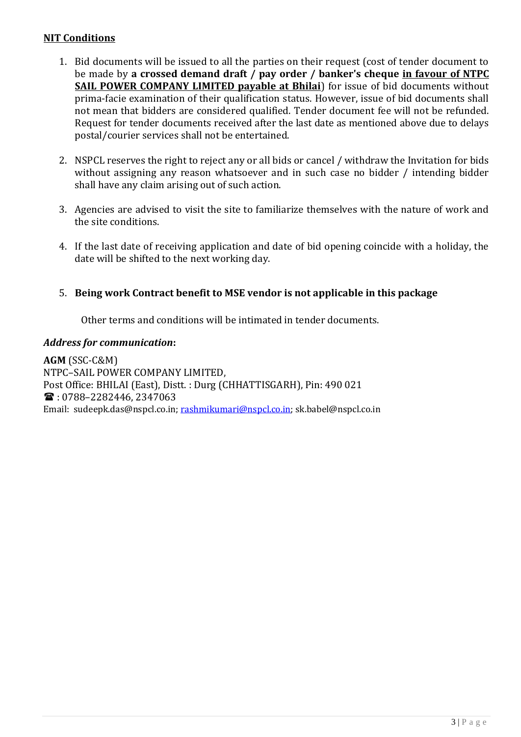## NIT Conditions

1. Bid documents will be issued to all the parties on their request (cost of tender document to be made by **a crossed demand draft / pay order / banker's cheque in favour of NTPC SAIL POWER COMPANY LIMITED payable at Bhilai**) for issue of bid documents without prima-facie examination of their qualification status. However, issue of bid documents shall not mean that bidders are considered qualified. Tender document fee will not be refunded. Request for tender documents received after the last date as mentioned above due to delays postal/courier services shall not be entertained.

2. NSPCL reserves the right to reject any or all bids or cancel / withdraw the Invitation for bids without assigning any reason whatsoever and in such case no bidder / intending bidder shall have any claim arising out of such action.

3. Agencies are advised to visit the site to familiarize themselves with the nature of work and the site conditions.

4. If the last date of receiving application and date of bid opening coincide with a holiday, the date will be shifted to the next working day.

5. **Being work Contract benefit to MSE vendor is not applicable in this package**

Other terms and conditions will be intimated in tender documents.

***Address for communication*:**

**AGM** (SSC-C&M)
NTPC–SAIL POWER COMPANY LIMITED,
Post Office: BHILAI (East), Distt. : Durg (CHHATTISGARH), Pin: 490 021
☎ : 0788–2282446, 2347063
Email: sudeepk.das@nspcl.co.in; rashmikumari@nspcl.co.in; sk.babel@nspcl.co.in